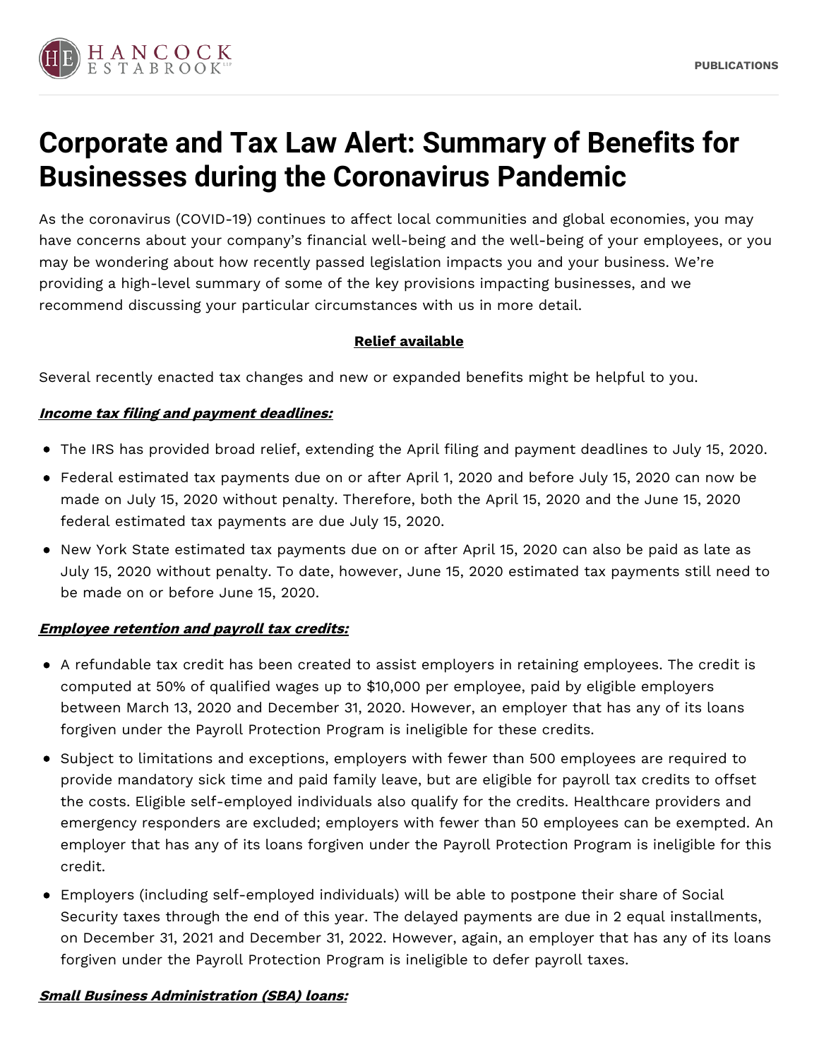# Corporate and Tax Law Alert: Summary of Benefits for Businesses during the Coronavirus Pandemic

As the coronavirus (COVID-19) continues to affect local communities and global economies, you may have concerns about your company's financial well-being and the well-being of your employees, or you may be wondering about how recently passed legislation impacts you and your business. We're providing a high-level summary of some of the key provisions impacting businesses, and we recommend discussing your particular circumstances with us in more detail.

**Relief available**

Several recently enacted tax changes and new or expanded benefits might be helpful to you.

***Income tax filing and payment deadlines:***

- The IRS has provided broad relief, extending the April filing and payment deadlines to July 15, 2020.
- Federal estimated tax payments due on or after April 1, 2020 and before July 15, 2020 can now be made on July 15, 2020 without penalty. Therefore, both the April 15, 2020 and the June 15, 2020 federal estimated tax payments are due July 15, 2020.
- New York State estimated tax payments due on or after April 15, 2020 can also be paid as late as July 15, 2020 without penalty. To date, however, June 15, 2020 estimated tax payments still need to be made on or before June 15, 2020.

***Employee retention and payroll tax credits:***

- A refundable tax credit has been created to assist employers in retaining employees. The credit is computed at 50% of qualified wages up to $10,000 per employee, paid by eligible employers between March 13, 2020 and December 31, 2020. However, an employer that has any of its loans forgiven under the Payroll Protection Program is ineligible for these credits.
- Subject to limitations and exceptions, employers with fewer than 500 employees are required to provide mandatory sick time and paid family leave, but are eligible for payroll tax credits to offset the costs. Eligible self-employed individuals also qualify for the credits. Healthcare providers and emergency responders are excluded; employers with fewer than 50 employees can be exempted. An employer that has any of its loans forgiven under the Payroll Protection Program is ineligible for this credit.
- Employers (including self-employed individuals) will be able to postpone their share of Social Security taxes through the end of this year. The delayed payments are due in 2 equal installments, on December 31, 2021 and December 31, 2022. However, again, an employer that has any of its loans forgiven under the Payroll Protection Program is ineligible to defer payroll taxes.

***Small Business Administration (SBA) loans:***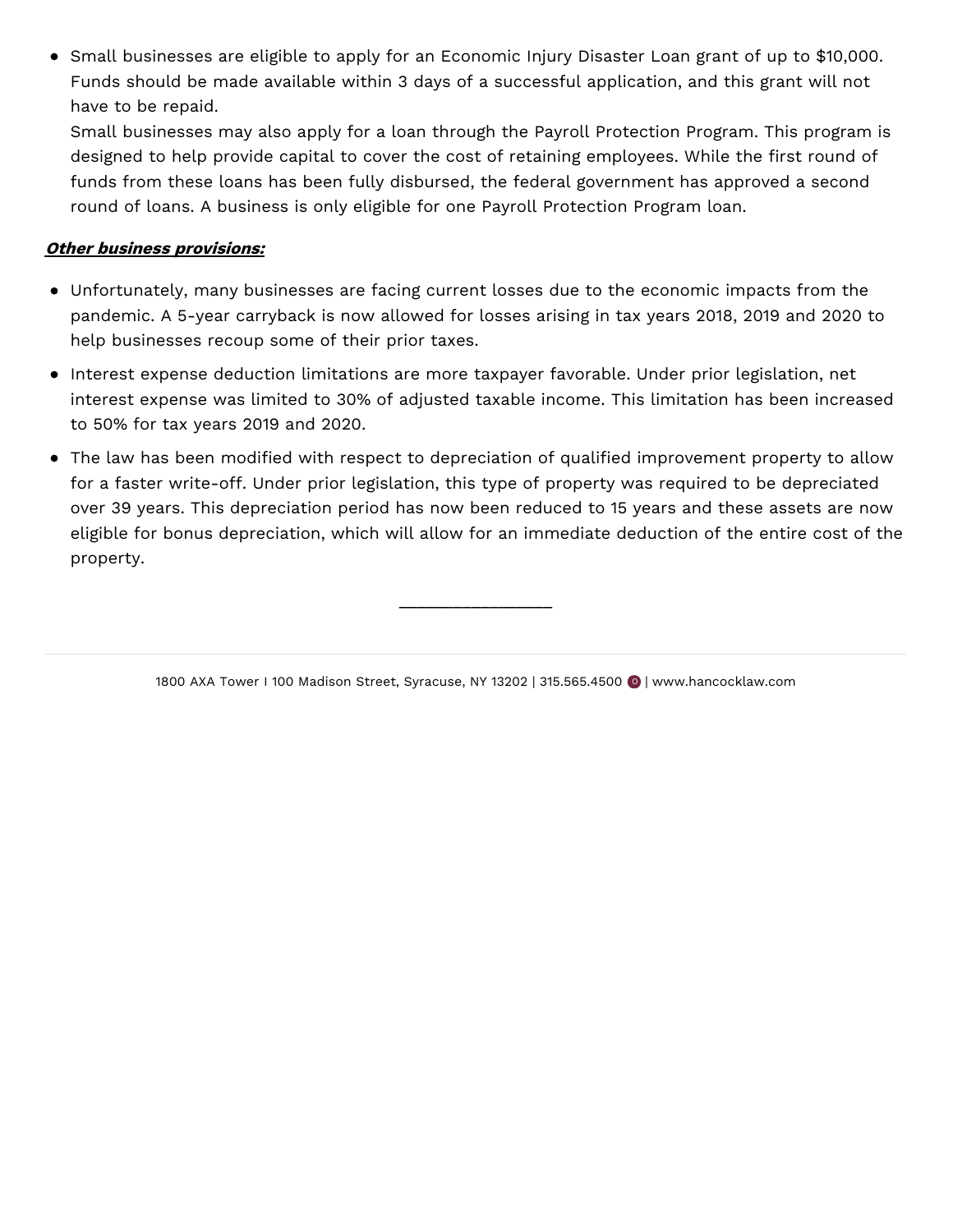- Small businesses are eligible to apply for an Economic Injury Disaster Loan grant of up to $10,000. Funds should be made available within 3 days of a successful application, and this grant will not have to be repaid.
  Small businesses may also apply for a loan through the Payroll Protection Program. This program is designed to help provide capital to cover the cost of retaining employees. While the first round of funds from these loans has been fully disbursed, the federal government has approved a second round of loans. A business is only eligible for one Payroll Protection Program loan.

***Other business provisions:***

- Unfortunately, many businesses are facing current losses due to the economic impacts from the pandemic. A 5-year carryback is now allowed for losses arising in tax years 2018, 2019 and 2020 to help businesses recoup some of their prior taxes.
- Interest expense deduction limitations are more taxpayer favorable. Under prior legislation, net interest expense was limited to 30% of adjusted taxable income. This limitation has been increased to 50% for tax years 2019 and 2020.
- The law has been modified with respect to depreciation of qualified improvement property to allow for a faster write-off. Under prior legislation, this type of property was required to be depreciated over 39 years. This depreciation period has now been reduced to 15 years and these assets are now eligible for bonus depreciation, which will allow for an immediate deduction of the entire cost of the property.

---

1800 AXA Tower I 100 Madison Street, Syracuse, NY 13202 | 315.565.4500 | www.hancocklaw.com